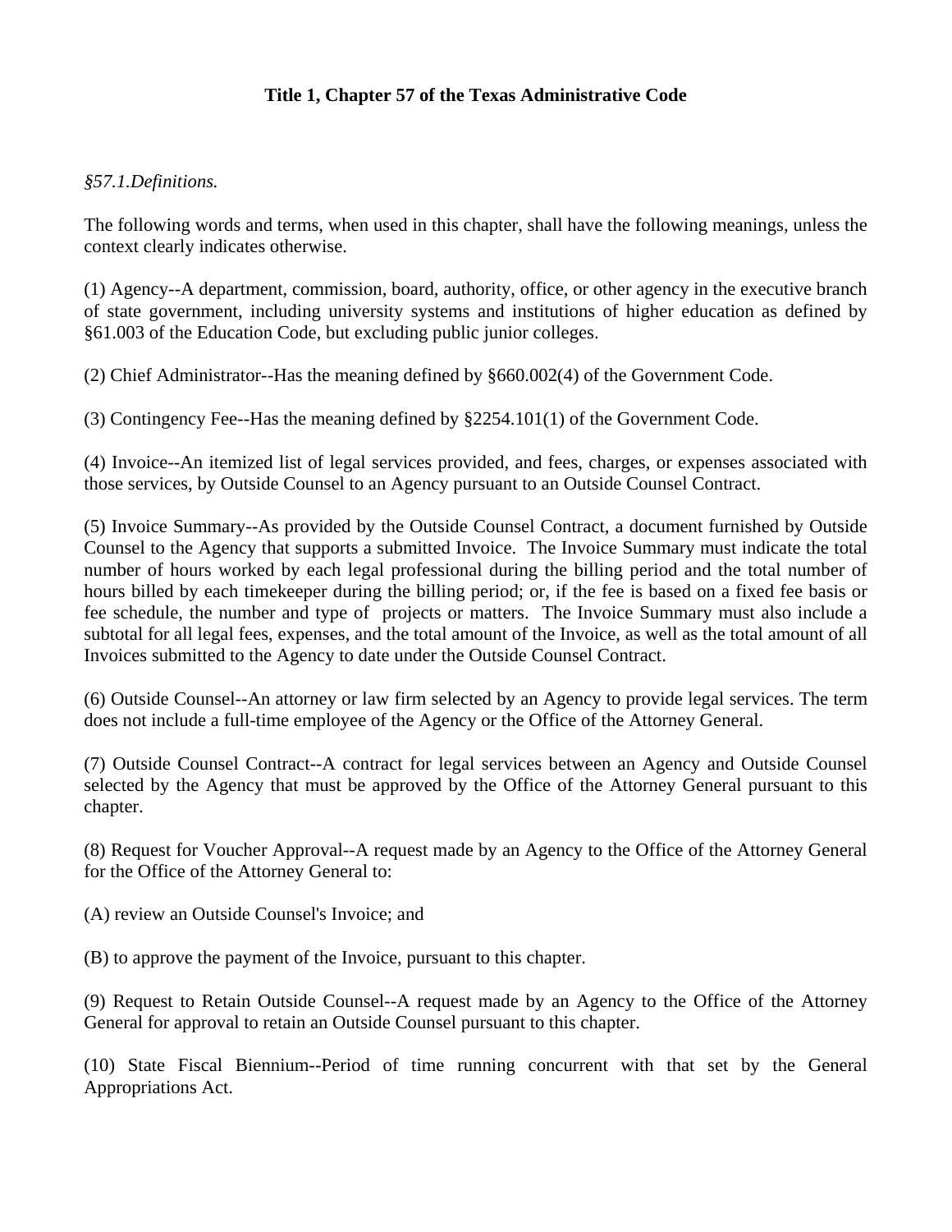# Title 1, Chapter 57 of the Texas Administrative Code

*§57.1.Definitions.*

The following words and terms, when used in this chapter, shall have the following meanings, unless the context clearly indicates otherwise.

(1) Agency--A department, commission, board, authority, office, or other agency in the executive branch of state government, including university systems and institutions of higher education as defined by §61.003 of the Education Code, but excluding public junior colleges.

(2) Chief Administrator--Has the meaning defined by §660.002(4) of the Government Code.

(3) Contingency Fee--Has the meaning defined by §2254.101(1) of the Government Code.

(4) Invoice--An itemized list of legal services provided, and fees, charges, or expenses associated with those services, by Outside Counsel to an Agency pursuant to an Outside Counsel Contract.

(5) Invoice Summary--As provided by the Outside Counsel Contract, a document furnished by Outside Counsel to the Agency that supports a submitted Invoice. The Invoice Summary must indicate the total number of hours worked by each legal professional during the billing period and the total number of hours billed by each timekeeper during the billing period; or, if the fee is based on a fixed fee basis or fee schedule, the number and type of projects or matters. The Invoice Summary must also include a subtotal for all legal fees, expenses, and the total amount of the Invoice, as well as the total amount of all Invoices submitted to the Agency to date under the Outside Counsel Contract.

(6) Outside Counsel--An attorney or law firm selected by an Agency to provide legal services. The term does not include a full-time employee of the Agency or the Office of the Attorney General.

(7) Outside Counsel Contract--A contract for legal services between an Agency and Outside Counsel selected by the Agency that must be approved by the Office of the Attorney General pursuant to this chapter.

(8) Request for Voucher Approval--A request made by an Agency to the Office of the Attorney General for the Office of the Attorney General to:

(A) review an Outside Counsel's Invoice; and

(B) to approve the payment of the Invoice, pursuant to this chapter.

(9) Request to Retain Outside Counsel--A request made by an Agency to the Office of the Attorney General for approval to retain an Outside Counsel pursuant to this chapter.

(10) State Fiscal Biennium--Period of time running concurrent with that set by the General Appropriations Act.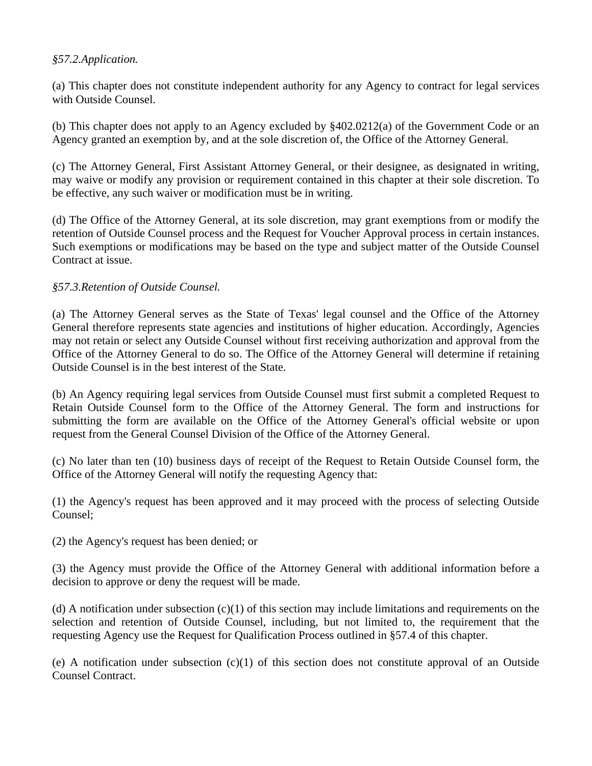*§57.2.Application.*

(a) This chapter does not constitute independent authority for any Agency to contract for legal services with Outside Counsel.

(b) This chapter does not apply to an Agency excluded by §402.0212(a) of the Government Code or an Agency granted an exemption by, and at the sole discretion of, the Office of the Attorney General.

(c) The Attorney General, First Assistant Attorney General, or their designee, as designated in writing, may waive or modify any provision or requirement contained in this chapter at their sole discretion. To be effective, any such waiver or modification must be in writing.

(d) The Office of the Attorney General, at its sole discretion, may grant exemptions from or modify the retention of Outside Counsel process and the Request for Voucher Approval process in certain instances. Such exemptions or modifications may be based on the type and subject matter of the Outside Counsel Contract at issue.

*§57.3.Retention of Outside Counsel.*

(a) The Attorney General serves as the State of Texas' legal counsel and the Office of the Attorney General therefore represents state agencies and institutions of higher education. Accordingly, Agencies may not retain or select any Outside Counsel without first receiving authorization and approval from the Office of the Attorney General to do so. The Office of the Attorney General will determine if retaining Outside Counsel is in the best interest of the State.

(b) An Agency requiring legal services from Outside Counsel must first submit a completed Request to Retain Outside Counsel form to the Office of the Attorney General. The form and instructions for submitting the form are available on the Office of the Attorney General's official website or upon request from the General Counsel Division of the Office of the Attorney General.

(c) No later than ten (10) business days of receipt of the Request to Retain Outside Counsel form, the Office of the Attorney General will notify the requesting Agency that:

(1) the Agency's request has been approved and it may proceed with the process of selecting Outside Counsel;

(2) the Agency's request has been denied; or

(3) the Agency must provide the Office of the Attorney General with additional information before a decision to approve or deny the request will be made.

(d) A notification under subsection (c)(1) of this section may include limitations and requirements on the selection and retention of Outside Counsel, including, but not limited to, the requirement that the requesting Agency use the Request for Qualification Process outlined in §57.4 of this chapter.

(e) A notification under subsection (c)(1) of this section does not constitute approval of an Outside Counsel Contract.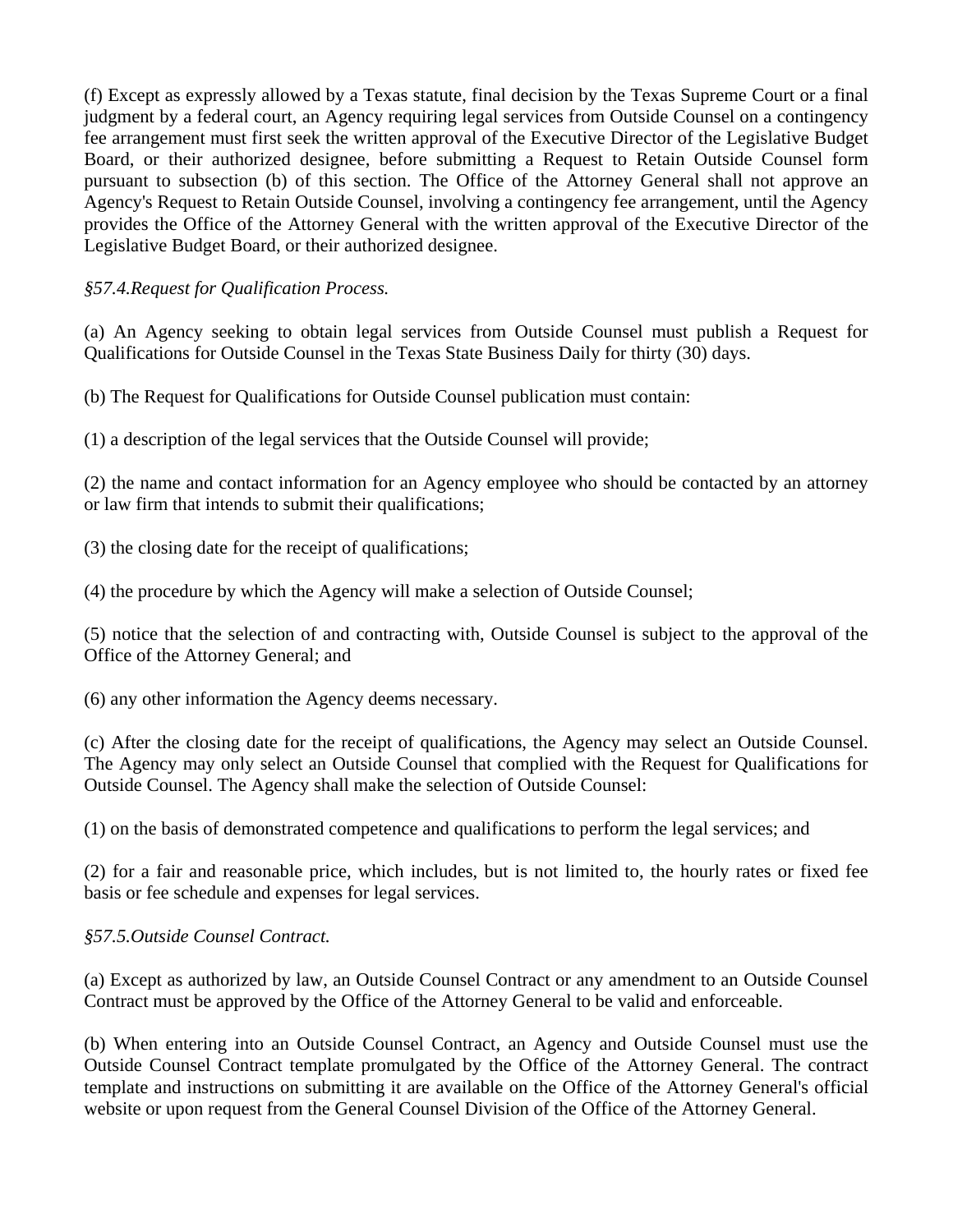(f) Except as expressly allowed by a Texas statute, final decision by the Texas Supreme Court or a final judgment by a federal court, an Agency requiring legal services from Outside Counsel on a contingency fee arrangement must first seek the written approval of the Executive Director of the Legislative Budget Board, or their authorized designee, before submitting a Request to Retain Outside Counsel form pursuant to subsection (b) of this section. The Office of the Attorney General shall not approve an Agency's Request to Retain Outside Counsel, involving a contingency fee arrangement, until the Agency provides the Office of the Attorney General with the written approval of the Executive Director of the Legislative Budget Board, or their authorized designee.

*§57.4.Request for Qualification Process.*

(a) An Agency seeking to obtain legal services from Outside Counsel must publish a Request for Qualifications for Outside Counsel in the Texas State Business Daily for thirty (30) days.

(b) The Request for Qualifications for Outside Counsel publication must contain:

(1) a description of the legal services that the Outside Counsel will provide;

(2) the name and contact information for an Agency employee who should be contacted by an attorney or law firm that intends to submit their qualifications;

(3) the closing date for the receipt of qualifications;

(4) the procedure by which the Agency will make a selection of Outside Counsel;

(5) notice that the selection of and contracting with, Outside Counsel is subject to the approval of the Office of the Attorney General; and

(6) any other information the Agency deems necessary.

(c) After the closing date for the receipt of qualifications, the Agency may select an Outside Counsel. The Agency may only select an Outside Counsel that complied with the Request for Qualifications for Outside Counsel. The Agency shall make the selection of Outside Counsel:

(1) on the basis of demonstrated competence and qualifications to perform the legal services; and

(2) for a fair and reasonable price, which includes, but is not limited to, the hourly rates or fixed fee basis or fee schedule and expenses for legal services.

*§57.5.Outside Counsel Contract.*

(a) Except as authorized by law, an Outside Counsel Contract or any amendment to an Outside Counsel Contract must be approved by the Office of the Attorney General to be valid and enforceable.

(b) When entering into an Outside Counsel Contract, an Agency and Outside Counsel must use the Outside Counsel Contract template promulgated by the Office of the Attorney General. The contract template and instructions on submitting it are available on the Office of the Attorney General's official website or upon request from the General Counsel Division of the Office of the Attorney General.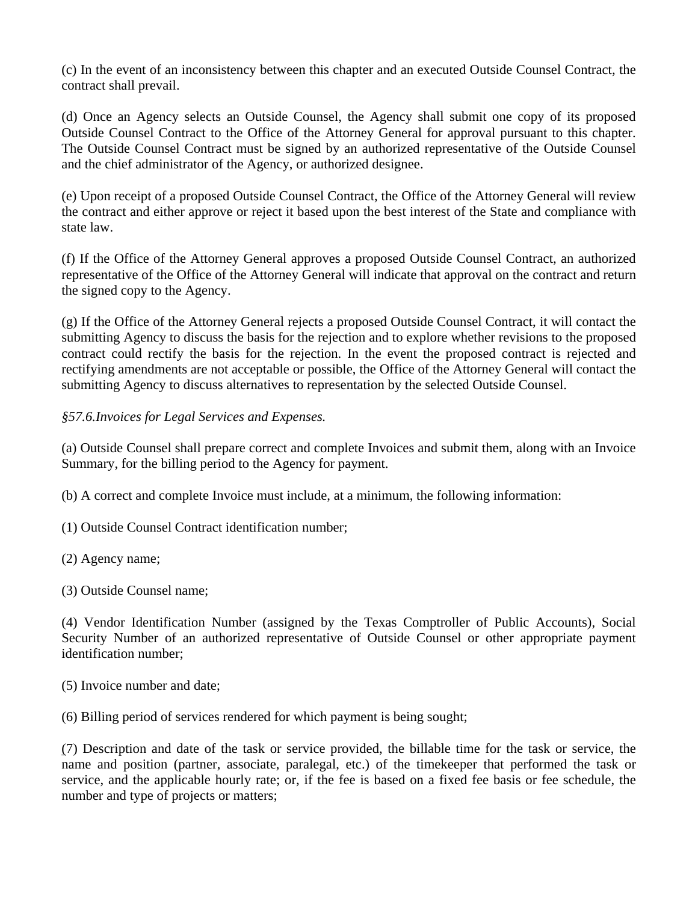(c) In the event of an inconsistency between this chapter and an executed Outside Counsel Contract, the contract shall prevail.

(d) Once an Agency selects an Outside Counsel, the Agency shall submit one copy of its proposed Outside Counsel Contract to the Office of the Attorney General for approval pursuant to this chapter. The Outside Counsel Contract must be signed by an authorized representative of the Outside Counsel and the chief administrator of the Agency, or authorized designee.

(e) Upon receipt of a proposed Outside Counsel Contract, the Office of the Attorney General will review the contract and either approve or reject it based upon the best interest of the State and compliance with state law.

(f) If the Office of the Attorney General approves a proposed Outside Counsel Contract, an authorized representative of the Office of the Attorney General will indicate that approval on the contract and return the signed copy to the Agency.

(g) If the Office of the Attorney General rejects a proposed Outside Counsel Contract, it will contact the submitting Agency to discuss the basis for the rejection and to explore whether revisions to the proposed contract could rectify the basis for the rejection. In the event the proposed contract is rejected and rectifying amendments are not acceptable or possible, the Office of the Attorney General will contact the submitting Agency to discuss alternatives to representation by the selected Outside Counsel.

*§57.6.Invoices for Legal Services and Expenses.*

(a) Outside Counsel shall prepare correct and complete Invoices and submit them, along with an Invoice Summary, for the billing period to the Agency for payment.

(b) A correct and complete Invoice must include, at a minimum, the following information:

(1) Outside Counsel Contract identification number;

(2) Agency name;

(3) Outside Counsel name;

(4) Vendor Identification Number (assigned by the Texas Comptroller of Public Accounts), Social Security Number of an authorized representative of Outside Counsel or other appropriate payment identification number;

(5) Invoice number and date;

(6) Billing period of services rendered for which payment is being sought;

(7) Description and date of the task or service provided, the billable time for the task or service, the name and position (partner, associate, paralegal, etc.) of the timekeeper that performed the task or service, and the applicable hourly rate; or, if the fee is based on a fixed fee basis or fee schedule, the number and type of projects or matters;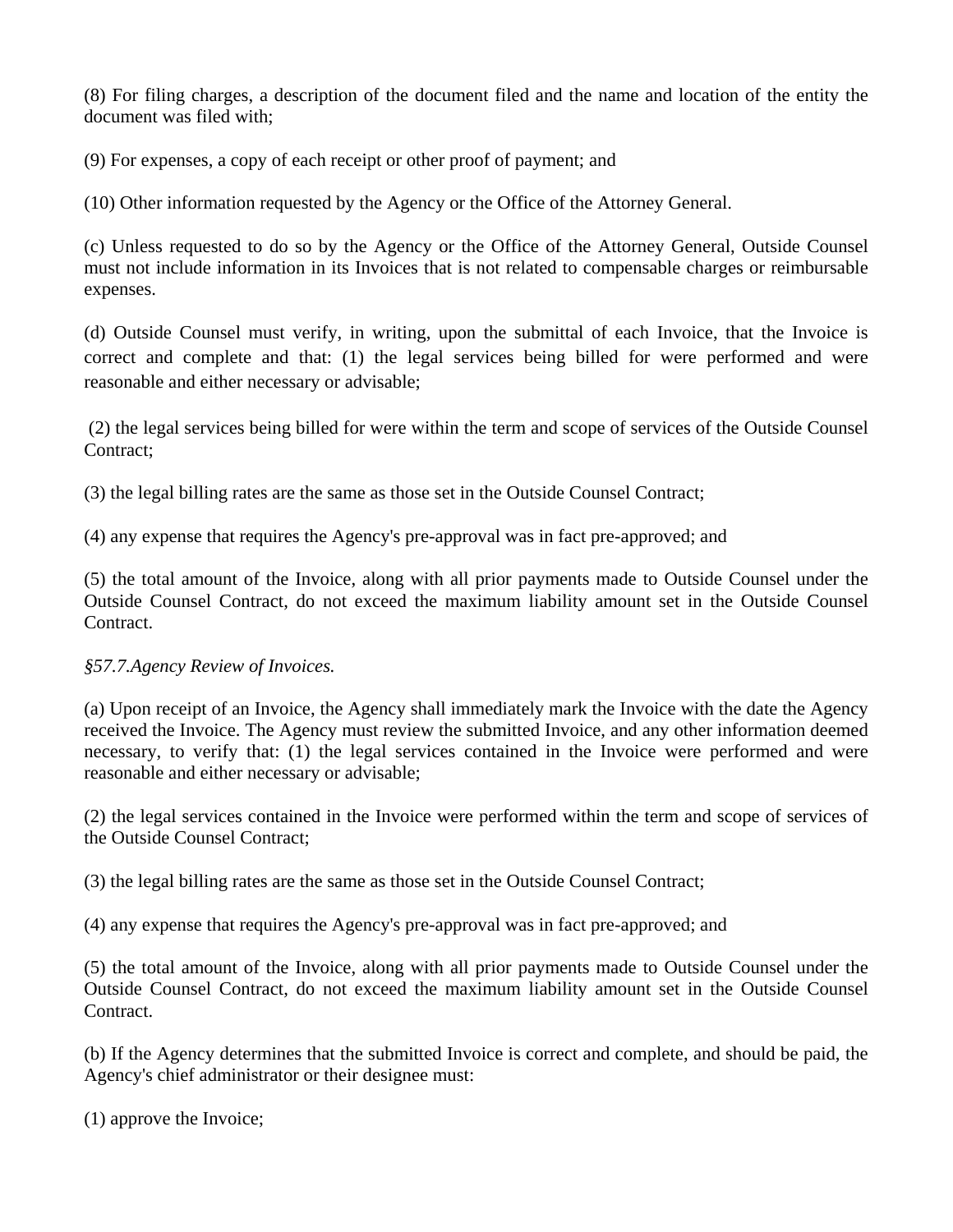(8) For filing charges, a description of the document filed and the name and location of the entity the document was filed with;

(9) For expenses, a copy of each receipt or other proof of payment; and

(10) Other information requested by the Agency or the Office of the Attorney General.

(c) Unless requested to do so by the Agency or the Office of the Attorney General, Outside Counsel must not include information in its Invoices that is not related to compensable charges or reimbursable expenses.

(d) Outside Counsel must verify, in writing, upon the submittal of each Invoice, that the Invoice is correct and complete and that: (1) the legal services being billed for were performed and were reasonable and either necessary or advisable;

(2) the legal services being billed for were within the term and scope of services of the Outside Counsel Contract;

(3) the legal billing rates are the same as those set in the Outside Counsel Contract;

(4) any expense that requires the Agency's pre-approval was in fact pre-approved; and

(5) the total amount of the Invoice, along with all prior payments made to Outside Counsel under the Outside Counsel Contract, do not exceed the maximum liability amount set in the Outside Counsel Contract.

*§57.7.Agency Review of Invoices.*

(a) Upon receipt of an Invoice, the Agency shall immediately mark the Invoice with the date the Agency received the Invoice. The Agency must review the submitted Invoice, and any other information deemed necessary, to verify that: (1) the legal services contained in the Invoice were performed and were reasonable and either necessary or advisable;

(2) the legal services contained in the Invoice were performed within the term and scope of services of the Outside Counsel Contract;

(3) the legal billing rates are the same as those set in the Outside Counsel Contract;

(4) any expense that requires the Agency's pre-approval was in fact pre-approved; and

(5) the total amount of the Invoice, along with all prior payments made to Outside Counsel under the Outside Counsel Contract, do not exceed the maximum liability amount set in the Outside Counsel Contract.

(b) If the Agency determines that the submitted Invoice is correct and complete, and should be paid, the Agency's chief administrator or their designee must:

(1) approve the Invoice;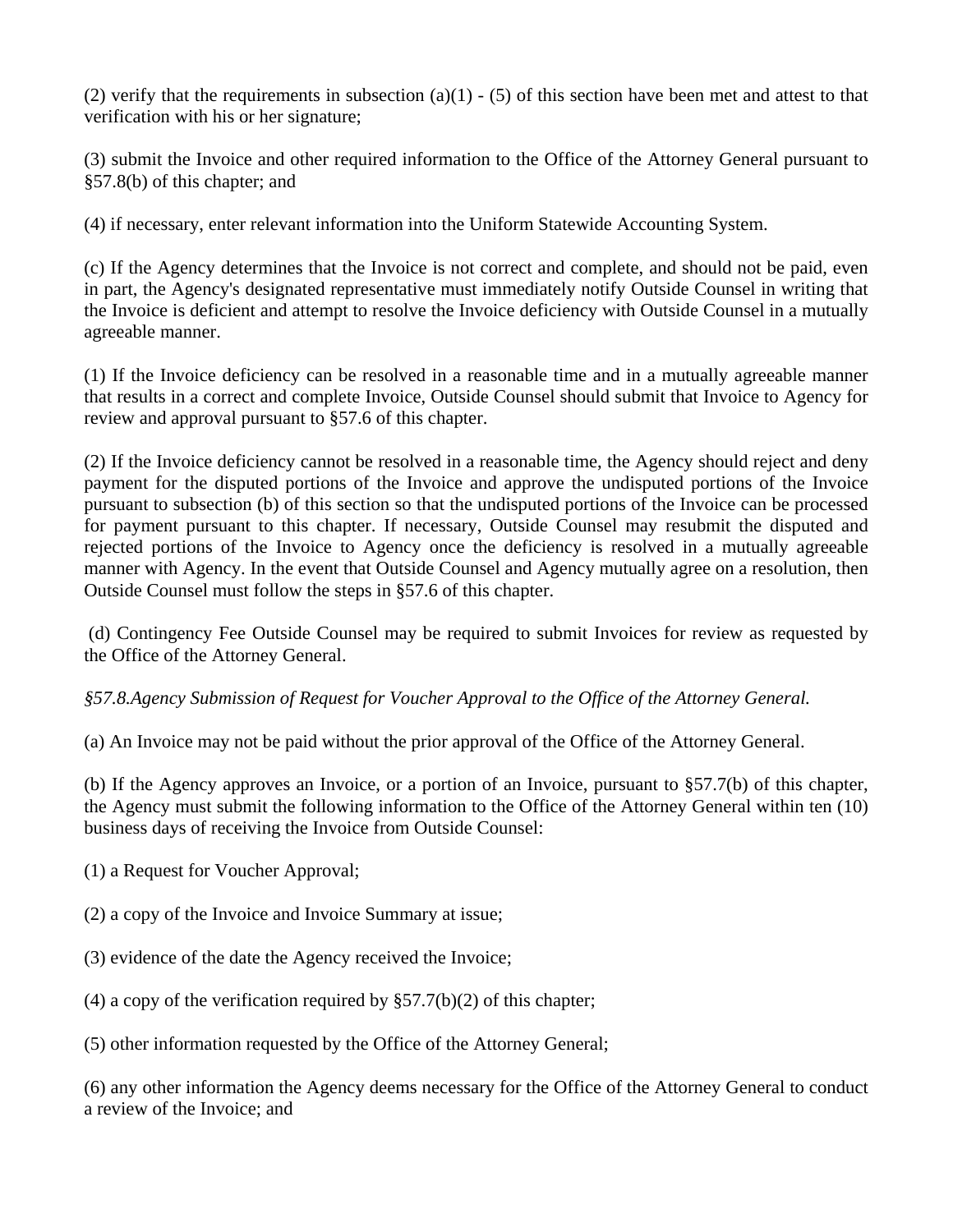(2) verify that the requirements in subsection (a)(1) - (5) of this section have been met and attest to that verification with his or her signature;

(3) submit the Invoice and other required information to the Office of the Attorney General pursuant to §57.8(b) of this chapter; and

(4) if necessary, enter relevant information into the Uniform Statewide Accounting System.

(c) If the Agency determines that the Invoice is not correct and complete, and should not be paid, even in part, the Agency's designated representative must immediately notify Outside Counsel in writing that the Invoice is deficient and attempt to resolve the Invoice deficiency with Outside Counsel in a mutually agreeable manner.

(1) If the Invoice deficiency can be resolved in a reasonable time and in a mutually agreeable manner that results in a correct and complete Invoice, Outside Counsel should submit that Invoice to Agency for review and approval pursuant to §57.6 of this chapter.

(2) If the Invoice deficiency cannot be resolved in a reasonable time, the Agency should reject and deny payment for the disputed portions of the Invoice and approve the undisputed portions of the Invoice pursuant to subsection (b) of this section so that the undisputed portions of the Invoice can be processed for payment pursuant to this chapter. If necessary, Outside Counsel may resubmit the disputed and rejected portions of the Invoice to Agency once the deficiency is resolved in a mutually agreeable manner with Agency. In the event that Outside Counsel and Agency mutually agree on a resolution, then Outside Counsel must follow the steps in §57.6 of this chapter.

(d) Contingency Fee Outside Counsel may be required to submit Invoices for review as requested by the Office of the Attorney General.

*§57.8.Agency Submission of Request for Voucher Approval to the Office of the Attorney General.*

(a) An Invoice may not be paid without the prior approval of the Office of the Attorney General.

(b) If the Agency approves an Invoice, or a portion of an Invoice, pursuant to §57.7(b) of this chapter, the Agency must submit the following information to the Office of the Attorney General within ten (10) business days of receiving the Invoice from Outside Counsel:

(1) a Request for Voucher Approval;

(2) a copy of the Invoice and Invoice Summary at issue;

(3) evidence of the date the Agency received the Invoice;

(4) a copy of the verification required by §57.7(b)(2) of this chapter;

(5) other information requested by the Office of the Attorney General;

(6) any other information the Agency deems necessary for the Office of the Attorney General to conduct a review of the Invoice; and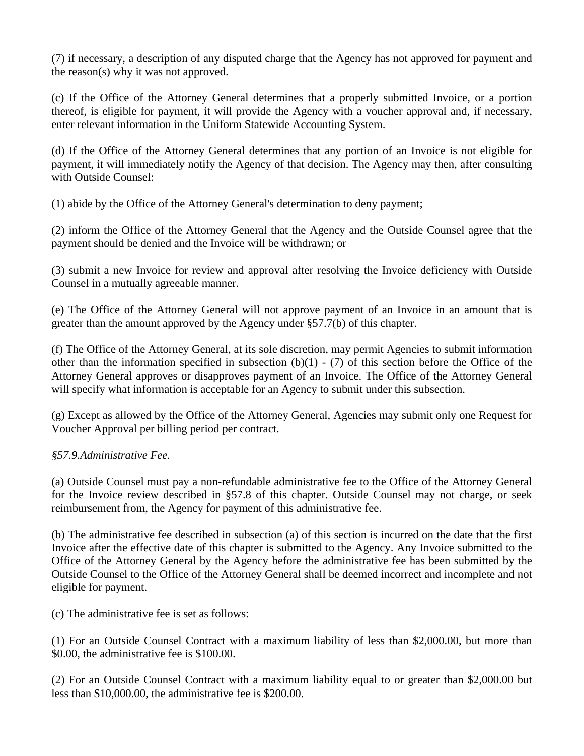(7) if necessary, a description of any disputed charge that the Agency has not approved for payment and the reason(s) why it was not approved.

(c) If the Office of the Attorney General determines that a properly submitted Invoice, or a portion thereof, is eligible for payment, it will provide the Agency with a voucher approval and, if necessary, enter relevant information in the Uniform Statewide Accounting System.

(d) If the Office of the Attorney General determines that any portion of an Invoice is not eligible for payment, it will immediately notify the Agency of that decision. The Agency may then, after consulting with Outside Counsel:

(1) abide by the Office of the Attorney General's determination to deny payment;

(2) inform the Office of the Attorney General that the Agency and the Outside Counsel agree that the payment should be denied and the Invoice will be withdrawn; or

(3) submit a new Invoice for review and approval after resolving the Invoice deficiency with Outside Counsel in a mutually agreeable manner.

(e) The Office of the Attorney General will not approve payment of an Invoice in an amount that is greater than the amount approved by the Agency under §57.7(b) of this chapter.

(f) The Office of the Attorney General, at its sole discretion, may permit Agencies to submit information other than the information specified in subsection (b)(1) - (7) of this section before the Office of the Attorney General approves or disapproves payment of an Invoice. The Office of the Attorney General will specify what information is acceptable for an Agency to submit under this subsection.

(g) Except as allowed by the Office of the Attorney General, Agencies may submit only one Request for Voucher Approval per billing period per contract.

*§57.9.Administrative Fee.*

(a) Outside Counsel must pay a non-refundable administrative fee to the Office of the Attorney General for the Invoice review described in §57.8 of this chapter. Outside Counsel may not charge, or seek reimbursement from, the Agency for payment of this administrative fee.

(b) The administrative fee described in subsection (a) of this section is incurred on the date that the first Invoice after the effective date of this chapter is submitted to the Agency. Any Invoice submitted to the Office of the Attorney General by the Agency before the administrative fee has been submitted by the Outside Counsel to the Office of the Attorney General shall be deemed incorrect and incomplete and not eligible for payment.

(c) The administrative fee is set as follows:

(1) For an Outside Counsel Contract with a maximum liability of less than $2,000.00, but more than $0.00, the administrative fee is $100.00.

(2) For an Outside Counsel Contract with a maximum liability equal to or greater than $2,000.00 but less than $10,000.00, the administrative fee is $200.00.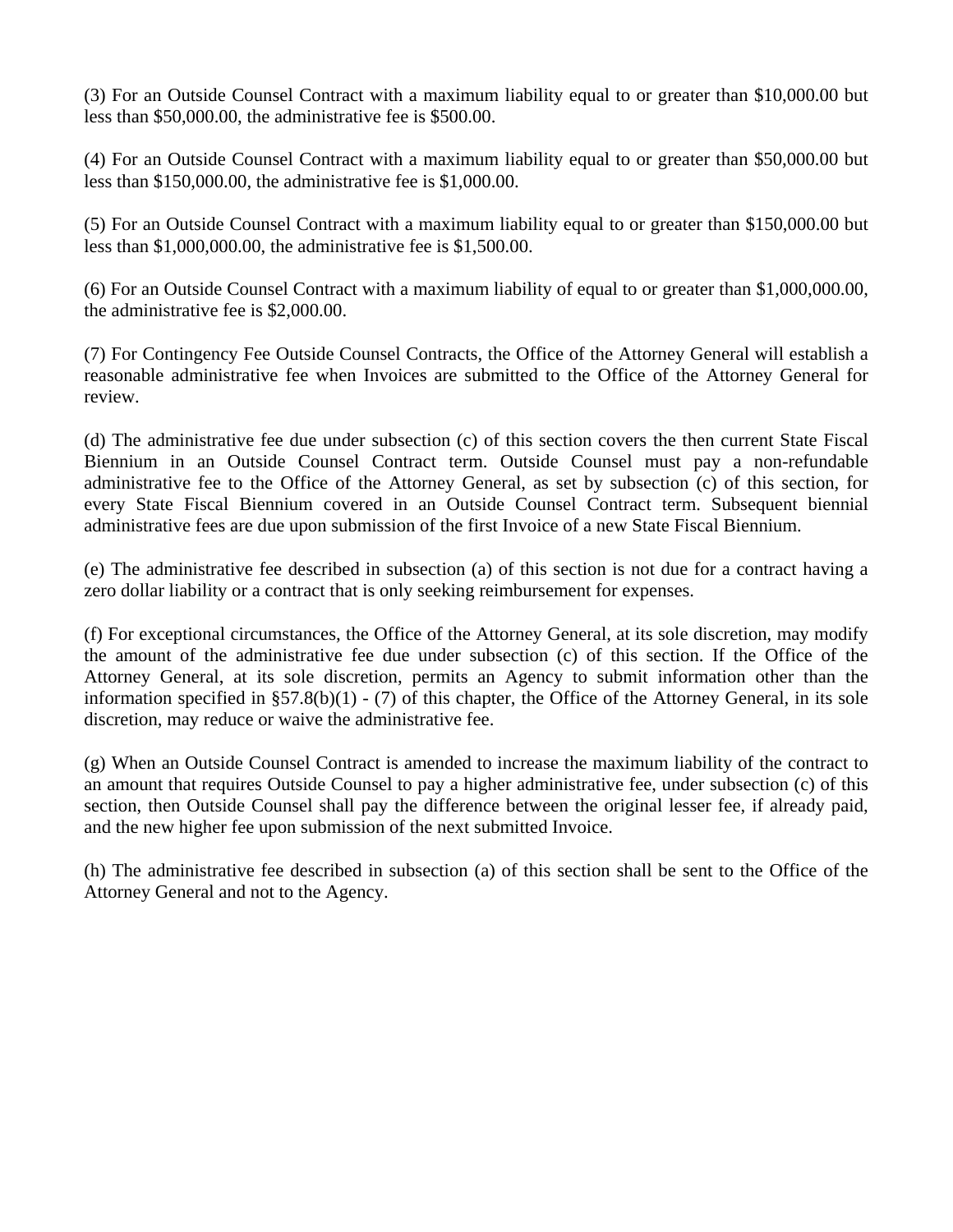(3) For an Outside Counsel Contract with a maximum liability equal to or greater than $10,000.00 but less than $50,000.00, the administrative fee is $500.00.

(4) For an Outside Counsel Contract with a maximum liability equal to or greater than $50,000.00 but less than $150,000.00, the administrative fee is $1,000.00.

(5) For an Outside Counsel Contract with a maximum liability equal to or greater than $150,000.00 but less than $1,000,000.00, the administrative fee is $1,500.00.

(6) For an Outside Counsel Contract with a maximum liability of equal to or greater than $1,000,000.00, the administrative fee is $2,000.00.

(7) For Contingency Fee Outside Counsel Contracts, the Office of the Attorney General will establish a reasonable administrative fee when Invoices are submitted to the Office of the Attorney General for review.

(d) The administrative fee due under subsection (c) of this section covers the then current State Fiscal Biennium in an Outside Counsel Contract term. Outside Counsel must pay a non-refundable administrative fee to the Office of the Attorney General, as set by subsection (c) of this section, for every State Fiscal Biennium covered in an Outside Counsel Contract term. Subsequent biennial administrative fees are due upon submission of the first Invoice of a new State Fiscal Biennium.

(e) The administrative fee described in subsection (a) of this section is not due for a contract having a zero dollar liability or a contract that is only seeking reimbursement for expenses.

(f) For exceptional circumstances, the Office of the Attorney General, at its sole discretion, may modify the amount of the administrative fee due under subsection (c) of this section. If the Office of the Attorney General, at its sole discretion, permits an Agency to submit information other than the information specified in §57.8(b)(1) - (7) of this chapter, the Office of the Attorney General, in its sole discretion, may reduce or waive the administrative fee.

(g) When an Outside Counsel Contract is amended to increase the maximum liability of the contract to an amount that requires Outside Counsel to pay a higher administrative fee, under subsection (c) of this section, then Outside Counsel shall pay the difference between the original lesser fee, if already paid, and the new higher fee upon submission of the next submitted Invoice.

(h) The administrative fee described in subsection (a) of this section shall be sent to the Office of the Attorney General and not to the Agency.